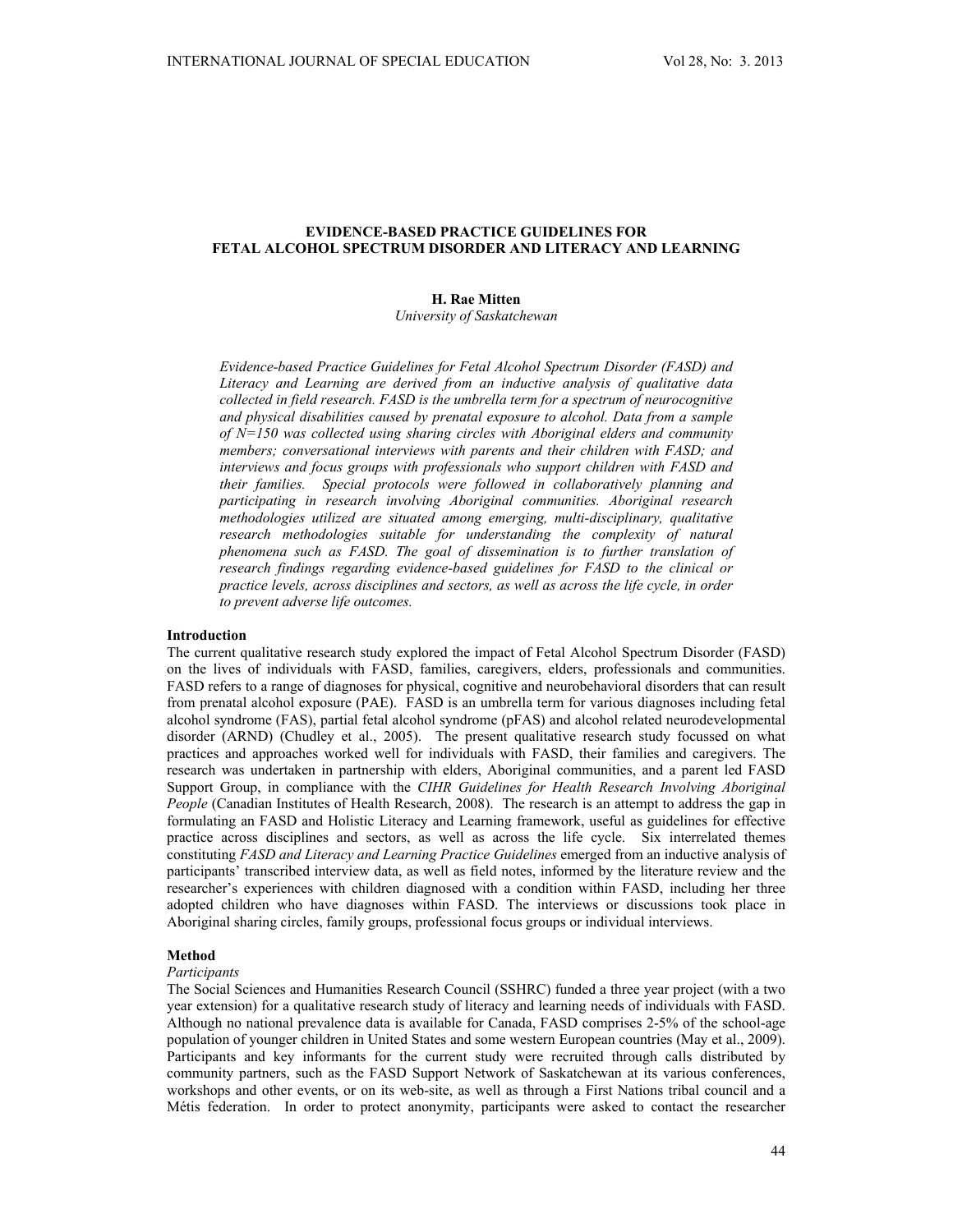# EVIDENCE-BASED PRACTICE GUIDELINES FOR FETAL ALCOHOL SPECTRUM DISORDER AND LITERACY AND LEARNING

**H. Rae Mitten**

*University of Saskatchewan*

*Evidence-based Practice Guidelines for Fetal Alcohol Spectrum Disorder (FASD) and Literacy and Learning are derived from an inductive analysis of qualitative data collected in field research. FASD is the umbrella term for a spectrum of neurocognitive and physical disabilities caused by prenatal exposure to alcohol. Data from a sample of N=150 was collected using sharing circles with Aboriginal elders and community members; conversational interviews with parents and their children with FASD; and interviews and focus groups with professionals who support children with FASD and their families. Special protocols were followed in collaboratively planning and participating in research involving Aboriginal communities. Aboriginal research methodologies utilized are situated among emerging, multi-disciplinary, qualitative research methodologies suitable for understanding the complexity of natural phenomena such as FASD. The goal of dissemination is to further translation of research findings regarding evidence-based guidelines for FASD to the clinical or practice levels, across disciplines and sectors, as well as across the life cycle, in order to prevent adverse life outcomes.*

## Introduction

The current qualitative research study explored the impact of Fetal Alcohol Spectrum Disorder (FASD) on the lives of individuals with FASD, families, caregivers, elders, professionals and communities. FASD refers to a range of diagnoses for physical, cognitive and neurobehavioral disorders that can result from prenatal alcohol exposure (PAE). FASD is an umbrella term for various diagnoses including fetal alcohol syndrome (FAS), partial fetal alcohol syndrome (pFAS) and alcohol related neurodevelopmental disorder (ARND) (Chudley et al., 2005). The present qualitative research study focussed on what practices and approaches worked well for individuals with FASD, their families and caregivers. The research was undertaken in partnership with elders, Aboriginal communities, and a parent led FASD Support Group, in compliance with the *CIHR Guidelines for Health Research Involving Aboriginal People* (Canadian Institutes of Health Research, 2008). The research is an attempt to address the gap in formulating an FASD and Holistic Literacy and Learning framework, useful as guidelines for effective practice across disciplines and sectors, as well as across the life cycle. Six interrelated themes constituting *FASD and Literacy and Learning Practice Guidelines* emerged from an inductive analysis of participants' transcribed interview data, as well as field notes, informed by the literature review and the researcher's experiences with children diagnosed with a condition within FASD, including her three adopted children who have diagnoses within FASD. The interviews or discussions took place in Aboriginal sharing circles, family groups, professional focus groups or individual interviews.

## Method

### *Participants*

The Social Sciences and Humanities Research Council (SSHRC) funded a three year project (with a two year extension) for a qualitative research study of literacy and learning needs of individuals with FASD. Although no national prevalence data is available for Canada, FASD comprises 2-5% of the school-age population of younger children in United States and some western European countries (May et al., 2009). Participants and key informants for the current study were recruited through calls distributed by community partners, such as the FASD Support Network of Saskatchewan at its various conferences, workshops and other events, or on its web-site, as well as through a First Nations tribal council and a Métis federation. In order to protect anonymity, participants were asked to contact the researcher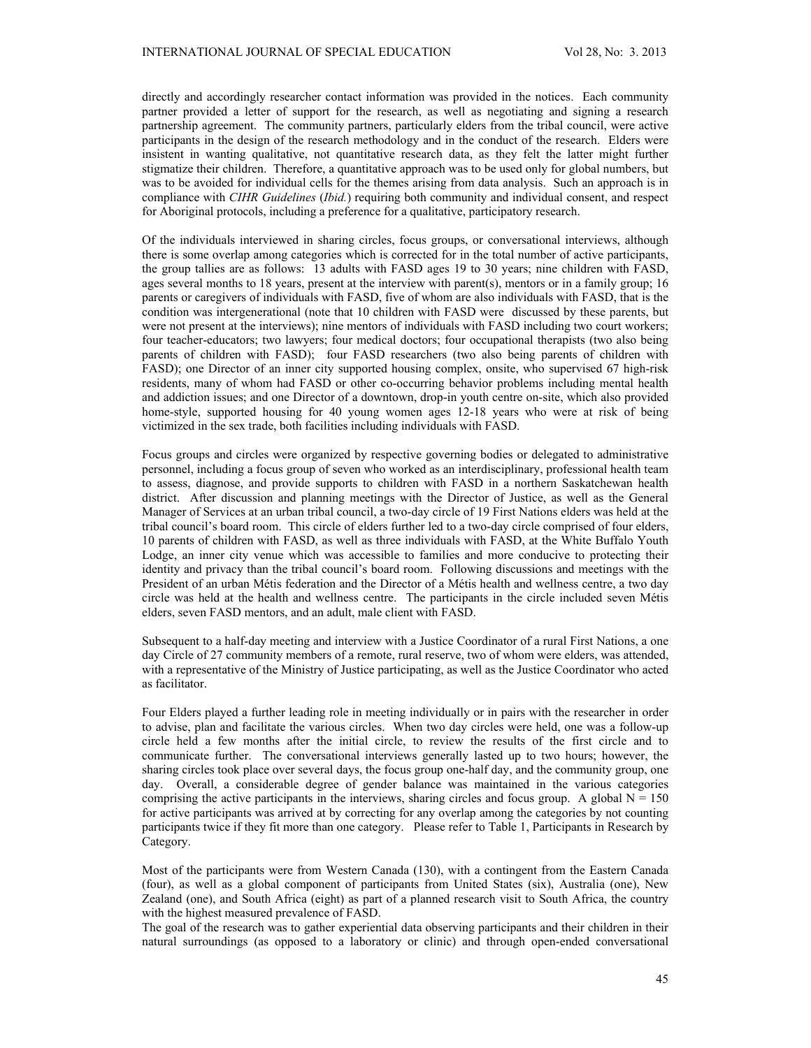directly and accordingly researcher contact information was provided in the notices. Each community partner provided a letter of support for the research, as well as negotiating and signing a research partnership agreement. The community partners, particularly elders from the tribal council, were active participants in the design of the research methodology and in the conduct of the research. Elders were insistent in wanting qualitative, not quantitative research data, as they felt the latter might further stigmatize their children. Therefore, a quantitative approach was to be used only for global numbers, but was to be avoided for individual cells for the themes arising from data analysis. Such an approach is in compliance with *CIHR Guidelines* (*Ibid.*) requiring both community and individual consent, and respect for Aboriginal protocols, including a preference for a qualitative, participatory research.

Of the individuals interviewed in sharing circles, focus groups, or conversational interviews, although there is some overlap among categories which is corrected for in the total number of active participants, the group tallies are as follows: 13 adults with FASD ages 19 to 30 years; nine children with FASD, ages several months to 18 years, present at the interview with parent(s), mentors or in a family group; 16 parents or caregivers of individuals with FASD, five of whom are also individuals with FASD, that is the condition was intergenerational (note that 10 children with FASD were discussed by these parents, but were not present at the interviews); nine mentors of individuals with FASD including two court workers; four teacher-educators; two lawyers; four medical doctors; four occupational therapists (two also being parents of children with FASD); four FASD researchers (two also being parents of children with FASD); one Director of an inner city supported housing complex, onsite, who supervised 67 high-risk residents, many of whom had FASD or other co-occurring behavior problems including mental health and addiction issues; and one Director of a downtown, drop-in youth centre on-site, which also provided home-style, supported housing for 40 young women ages 12-18 years who were at risk of being victimized in the sex trade, both facilities including individuals with FASD.

Focus groups and circles were organized by respective governing bodies or delegated to administrative personnel, including a focus group of seven who worked as an interdisciplinary, professional health team to assess, diagnose, and provide supports to children with FASD in a northern Saskatchewan health district. After discussion and planning meetings with the Director of Justice, as well as the General Manager of Services at an urban tribal council, a two-day circle of 19 First Nations elders was held at the tribal council's board room. This circle of elders further led to a two-day circle comprised of four elders, 10 parents of children with FASD, as well as three individuals with FASD, at the White Buffalo Youth Lodge, an inner city venue which was accessible to families and more conducive to protecting their identity and privacy than the tribal council's board room. Following discussions and meetings with the President of an urban Métis federation and the Director of a Métis health and wellness centre, a two day circle was held at the health and wellness centre. The participants in the circle included seven Métis elders, seven FASD mentors, and an adult, male client with FASD.

Subsequent to a half-day meeting and interview with a Justice Coordinator of a rural First Nations, a one day Circle of 27 community members of a remote, rural reserve, two of whom were elders, was attended, with a representative of the Ministry of Justice participating, as well as the Justice Coordinator who acted as facilitator.

Four Elders played a further leading role in meeting individually or in pairs with the researcher in order to advise, plan and facilitate the various circles. When two day circles were held, one was a follow-up circle held a few months after the initial circle, to review the results of the first circle and to communicate further. The conversational interviews generally lasted up to two hours; however, the sharing circles took place over several days, the focus group one-half day, and the community group, one day. Overall, a considerable degree of gender balance was maintained in the various categories comprising the active participants in the interviews, sharing circles and focus group. A global N = 150 for active participants was arrived at by correcting for any overlap among the categories by not counting participants twice if they fit more than one category. Please refer to Table 1, Participants in Research by Category.

Most of the participants were from Western Canada (130), with a contingent from the Eastern Canada (four), as well as a global component of participants from United States (six), Australia (one), New Zealand (one), and South Africa (eight) as part of a planned research visit to South Africa, the country with the highest measured prevalence of FASD.

The goal of the research was to gather experiential data observing participants and their children in their natural surroundings (as opposed to a laboratory or clinic) and through open-ended conversational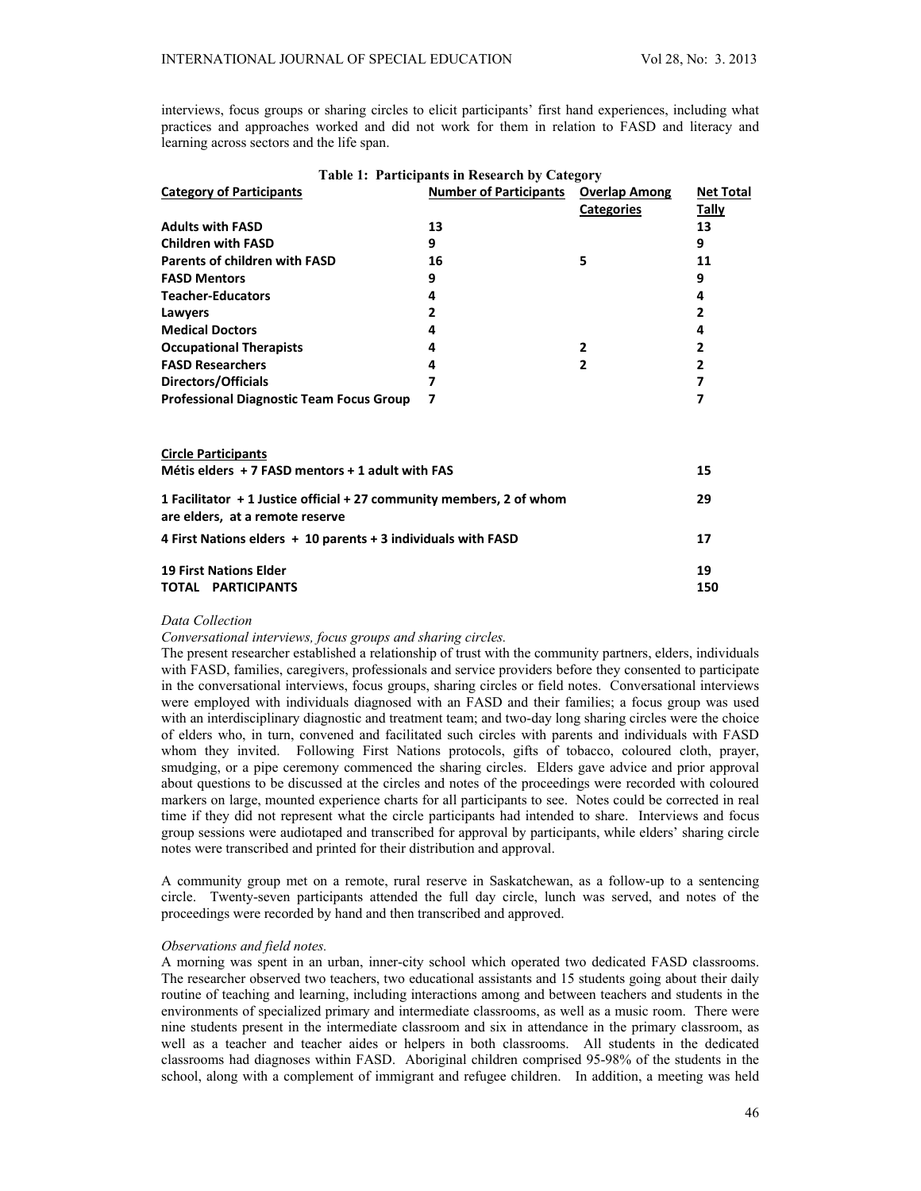interviews, focus groups or sharing circles to elicit participants' first hand experiences, including what practices and approaches worked and did not work for them in relation to FASD and literacy and learning across sectors and the life span.

**Table 1: Participants in Research by Category**

| Category of Participants | Number of Participants | Overlap Among Categories | Net Total Tally |
|---|---|---|---|
| **Adults with FASD** | **13** | | **13** |
| **Children with FASD** | **9** | | **9** |
| **Parents of children with FASD** | **16** | **5** | **11** |
| **FASD Mentors** | **9** | | **9** |
| **Teacher-Educators** | **4** | | **4** |
| **Lawyers** | **2** | | **2** |
| **Medical Doctors** | **4** | | **4** |
| **Occupational Therapists** | **4** | **2** | **2** |
| **FASD Researchers** | **4** | **2** | **2** |
| **Directors/Officials** | **7** | | **7** |
| **Professional Diagnostic Team Focus Group** | **7** | | **7** |
| | | | |
| **Circle Participants** | | | |
| **Métis elders + 7 FASD mentors + 1 adult with FAS** | | | **15** |
| **1 Facilitator + 1 Justice official + 27 community members, 2 of whom are elders, at a remote reserve** | | | **29** |
| **4 First Nations elders + 10 parents + 3 individuals with FASD** | | | **17** |
| **19 First Nations Elder** | | | **19** |
| **TOTAL PARTICIPANTS** | | | **150** |

*Data Collection*

*Conversational interviews, focus groups and sharing circles.*

The present researcher established a relationship of trust with the community partners, elders, individuals with FASD, families, caregivers, professionals and service providers before they consented to participate in the conversational interviews, focus groups, sharing circles or field notes. Conversational interviews were employed with individuals diagnosed with an FASD and their families; a focus group was used with an interdisciplinary diagnostic and treatment team; and two-day long sharing circles were the choice of elders who, in turn, convened and facilitated such circles with parents and individuals with FASD whom they invited. Following First Nations protocols, gifts of tobacco, coloured cloth, prayer, smudging, or a pipe ceremony commenced the sharing circles. Elders gave advice and prior approval about questions to be discussed at the circles and notes of the proceedings were recorded with coloured markers on large, mounted experience charts for all participants to see. Notes could be corrected in real time if they did not represent what the circle participants had intended to share. Interviews and focus group sessions were audiotaped and transcribed for approval by participants, while elders' sharing circle notes were transcribed and printed for their distribution and approval.

A community group met on a remote, rural reserve in Saskatchewan, as a follow-up to a sentencing circle. Twenty-seven participants attended the full day circle, lunch was served, and notes of the proceedings were recorded by hand and then transcribed and approved.

*Observations and field notes.*

A morning was spent in an urban, inner-city school which operated two dedicated FASD classrooms. The researcher observed two teachers, two educational assistants and 15 students going about their daily routine of teaching and learning, including interactions among and between teachers and students in the environments of specialized primary and intermediate classrooms, as well as a music room. There were nine students present in the intermediate classroom and six in attendance in the primary classroom, as well as a teacher and teacher aides or helpers in both classrooms. All students in the dedicated classrooms had diagnoses within FASD. Aboriginal children comprised 95-98% of the students in the school, along with a complement of immigrant and refugee children. In addition, a meeting was held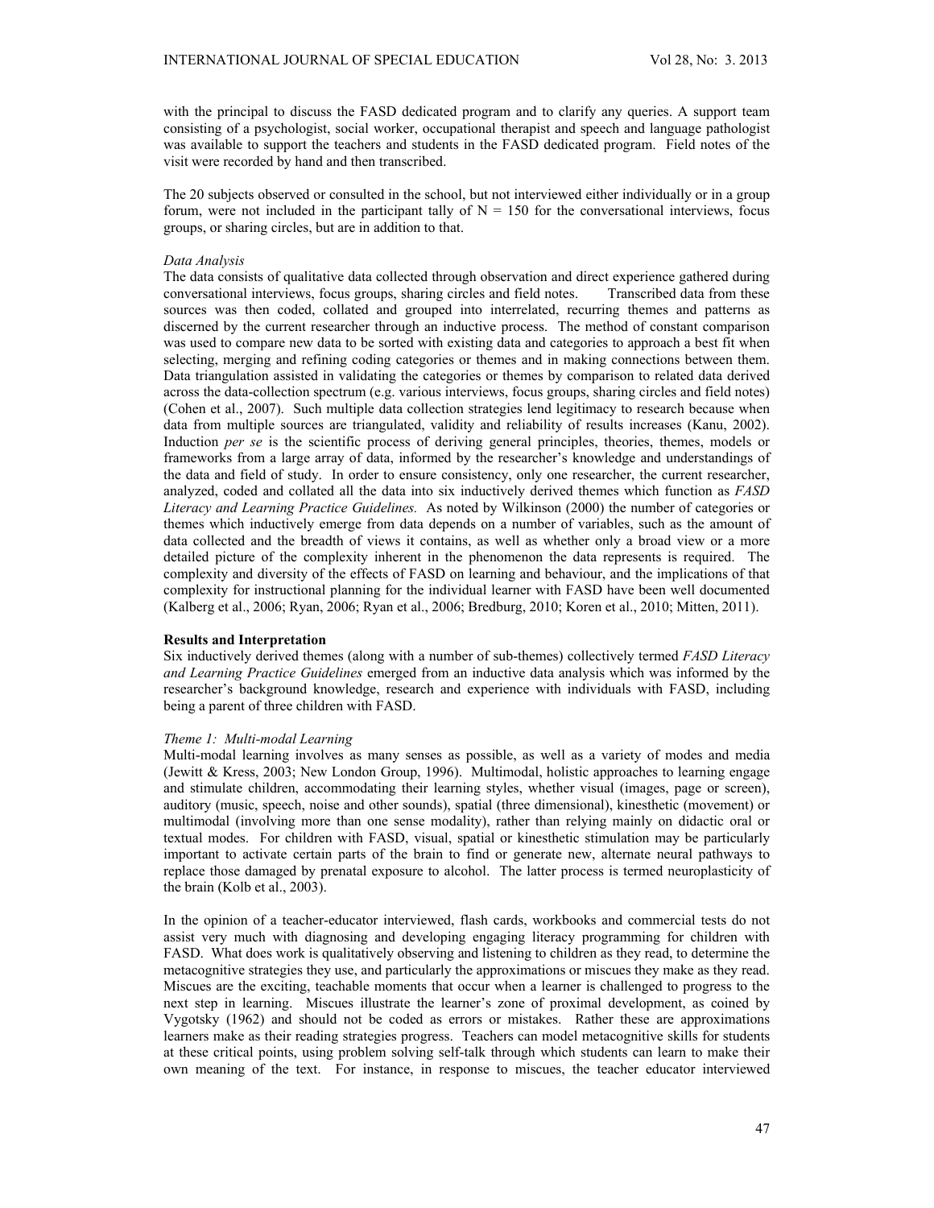with the principal to discuss the FASD dedicated program and to clarify any queries. A support team consisting of a psychologist, social worker, occupational therapist and speech and language pathologist was available to support the teachers and students in the FASD dedicated program. Field notes of the visit were recorded by hand and then transcribed.

The 20 subjects observed or consulted in the school, but not interviewed either individually or in a group forum, were not included in the participant tally of N = 150 for the conversational interviews, focus groups, or sharing circles, but are in addition to that.

*Data Analysis*

The data consists of qualitative data collected through observation and direct experience gathered during conversational interviews, focus groups, sharing circles and field notes. Transcribed data from these sources was then coded, collated and grouped into interrelated, recurring themes and patterns as discerned by the current researcher through an inductive process. The method of constant comparison was used to compare new data to be sorted with existing data and categories to approach a best fit when selecting, merging and refining coding categories or themes and in making connections between them. Data triangulation assisted in validating the categories or themes by comparison to related data derived across the data-collection spectrum (e.g. various interviews, focus groups, sharing circles and field notes) (Cohen et al., 2007). Such multiple data collection strategies lend legitimacy to research because when data from multiple sources are triangulated, validity and reliability of results increases (Kanu, 2002). Induction *per se* is the scientific process of deriving general principles, theories, themes, models or frameworks from a large array of data, informed by the researcher's knowledge and understandings of the data and field of study. In order to ensure consistency, only one researcher, the current researcher, analyzed, coded and collated all the data into six inductively derived themes which function as *FASD Literacy and Learning Practice Guidelines.* As noted by Wilkinson (2000) the number of categories or themes which inductively emerge from data depends on a number of variables, such as the amount of data collected and the breadth of views it contains, as well as whether only a broad view or a more detailed picture of the complexity inherent in the phenomenon the data represents is required. The complexity and diversity of the effects of FASD on learning and behaviour, and the implications of that complexity for instructional planning for the individual learner with FASD have been well documented (Kalberg et al., 2006; Ryan, 2006; Ryan et al., 2006; Bredburg, 2010; Koren et al., 2010; Mitten, 2011).

**Results and Interpretation**

Six inductively derived themes (along with a number of sub-themes) collectively termed *FASD Literacy and Learning Practice Guidelines* emerged from an inductive data analysis which was informed by the researcher's background knowledge, research and experience with individuals with FASD, including being a parent of three children with FASD.

*Theme 1: Multi-modal Learning*

Multi-modal learning involves as many senses as possible, as well as a variety of modes and media (Jewitt & Kress, 2003; New London Group, 1996). Multimodal, holistic approaches to learning engage and stimulate children, accommodating their learning styles, whether visual (images, page or screen), auditory (music, speech, noise and other sounds), spatial (three dimensional), kinesthetic (movement) or multimodal (involving more than one sense modality), rather than relying mainly on didactic oral or textual modes. For children with FASD, visual, spatial or kinesthetic stimulation may be particularly important to activate certain parts of the brain to find or generate new, alternate neural pathways to replace those damaged by prenatal exposure to alcohol. The latter process is termed neuroplasticity of the brain (Kolb et al., 2003).

In the opinion of a teacher-educator interviewed, flash cards, workbooks and commercial tests do not assist very much with diagnosing and developing engaging literacy programming for children with FASD. What does work is qualitatively observing and listening to children as they read, to determine the metacognitive strategies they use, and particularly the approximations or miscues they make as they read. Miscues are the exciting, teachable moments that occur when a learner is challenged to progress to the next step in learning. Miscues illustrate the learner's zone of proximal development, as coined by Vygotsky (1962) and should not be coded as errors or mistakes. Rather these are approximations learners make as their reading strategies progress. Teachers can model metacognitive skills for students at these critical points, using problem solving self-talk through which students can learn to make their own meaning of the text. For instance, in response to miscues, the teacher educator interviewed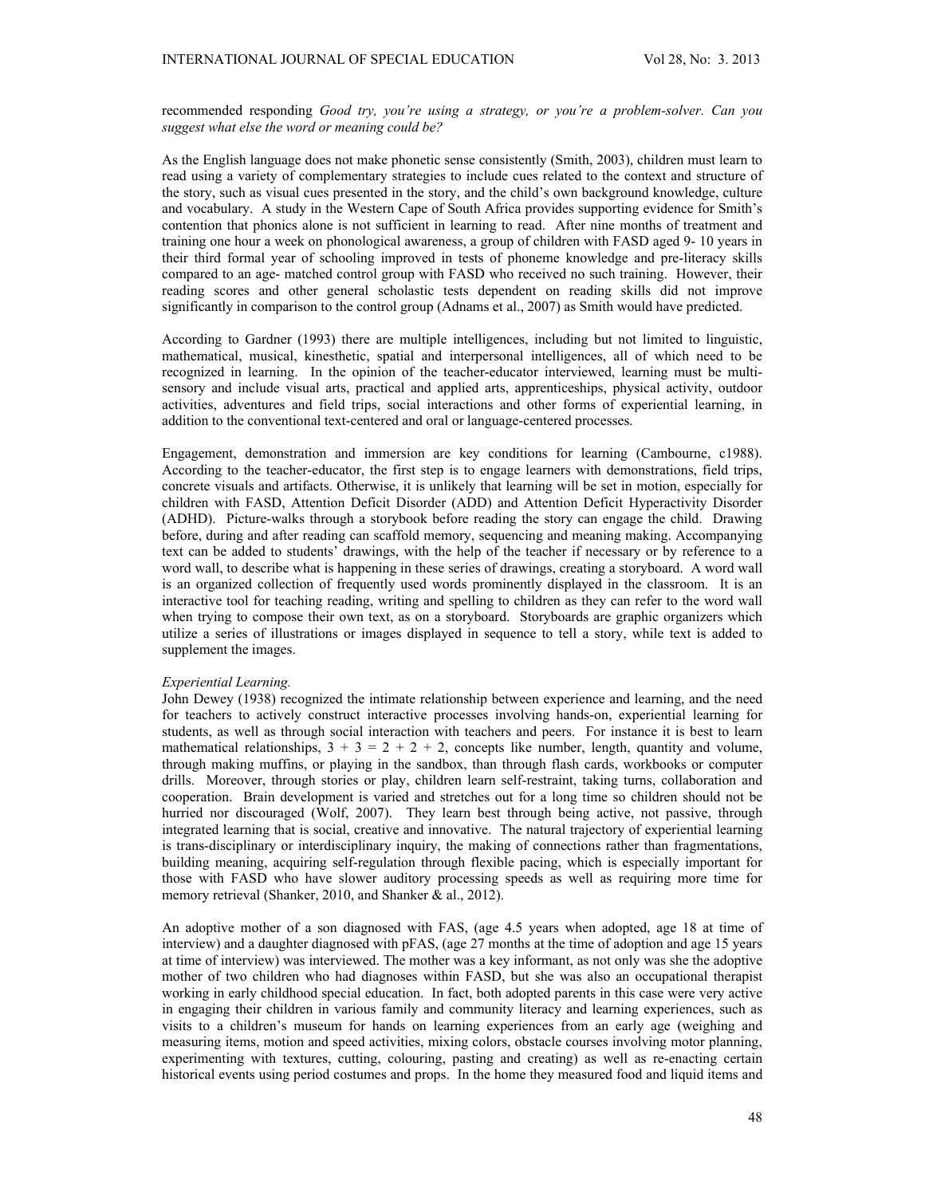recommended responding *Good try, you're using a strategy, or you're a problem-solver. Can you suggest what else the word or meaning could be?*

As the English language does not make phonetic sense consistently (Smith, 2003), children must learn to read using a variety of complementary strategies to include cues related to the context and structure of the story, such as visual cues presented in the story, and the child's own background knowledge, culture and vocabulary. A study in the Western Cape of South Africa provides supporting evidence for Smith's contention that phonics alone is not sufficient in learning to read. After nine months of treatment and training one hour a week on phonological awareness, a group of children with FASD aged 9- 10 years in their third formal year of schooling improved in tests of phoneme knowledge and pre-literacy skills compared to an age- matched control group with FASD who received no such training. However, their reading scores and other general scholastic tests dependent on reading skills did not improve significantly in comparison to the control group (Adnams et al., 2007) as Smith would have predicted.

According to Gardner (1993) there are multiple intelligences, including but not limited to linguistic, mathematical, musical, kinesthetic, spatial and interpersonal intelligences, all of which need to be recognized in learning. In the opinion of the teacher-educator interviewed, learning must be multi-sensory and include visual arts, practical and applied arts, apprenticeships, physical activity, outdoor activities, adventures and field trips, social interactions and other forms of experiential learning, in addition to the conventional text-centered and oral or language-centered processes.

Engagement, demonstration and immersion are key conditions for learning (Cambourne, c1988). According to the teacher-educator, the first step is to engage learners with demonstrations, field trips, concrete visuals and artifacts. Otherwise, it is unlikely that learning will be set in motion, especially for children with FASD, Attention Deficit Disorder (ADD) and Attention Deficit Hyperactivity Disorder (ADHD). Picture-walks through a storybook before reading the story can engage the child. Drawing before, during and after reading can scaffold memory, sequencing and meaning making. Accompanying text can be added to students' drawings, with the help of the teacher if necessary or by reference to a word wall, to describe what is happening in these series of drawings, creating a storyboard. A word wall is an organized collection of frequently used words prominently displayed in the classroom. It is an interactive tool for teaching reading, writing and spelling to children as they can refer to the word wall when trying to compose their own text, as on a storyboard. Storyboards are graphic organizers which utilize a series of illustrations or images displayed in sequence to tell a story, while text is added to supplement the images.

*Experiential Learning.*

John Dewey (1938) recognized the intimate relationship between experience and learning, and the need for teachers to actively construct interactive processes involving hands-on, experiential learning for students, as well as through social interaction with teachers and peers. For instance it is best to learn mathematical relationships, $3 + 3 = 2 + 2 + 2$, concepts like number, length, quantity and volume, through making muffins, or playing in the sandbox, than through flash cards, workbooks or computer drills. Moreover, through stories or play, children learn self-restraint, taking turns, collaboration and cooperation. Brain development is varied and stretches out for a long time so children should not be hurried nor discouraged (Wolf, 2007). They learn best through being active, not passive, through integrated learning that is social, creative and innovative. The natural trajectory of experiential learning is trans-disciplinary or interdisciplinary inquiry, the making of connections rather than fragmentations, building meaning, acquiring self-regulation through flexible pacing, which is especially important for those with FASD who have slower auditory processing speeds as well as requiring more time for memory retrieval (Shanker, 2010, and Shanker & al., 2012).

An adoptive mother of a son diagnosed with FAS, (age 4.5 years when adopted, age 18 at time of interview) and a daughter diagnosed with pFAS, (age 27 months at the time of adoption and age 15 years at time of interview) was interviewed. The mother was a key informant, as not only was she the adoptive mother of two children who had diagnoses within FASD, but she was also an occupational therapist working in early childhood special education. In fact, both adopted parents in this case were very active in engaging their children in various family and community literacy and learning experiences, such as visits to a children's museum for hands on learning experiences from an early age (weighing and measuring items, motion and speed activities, mixing colors, obstacle courses involving motor planning, experimenting with textures, cutting, colouring, pasting and creating) as well as re-enacting certain historical events using period costumes and props. In the home they measured food and liquid items and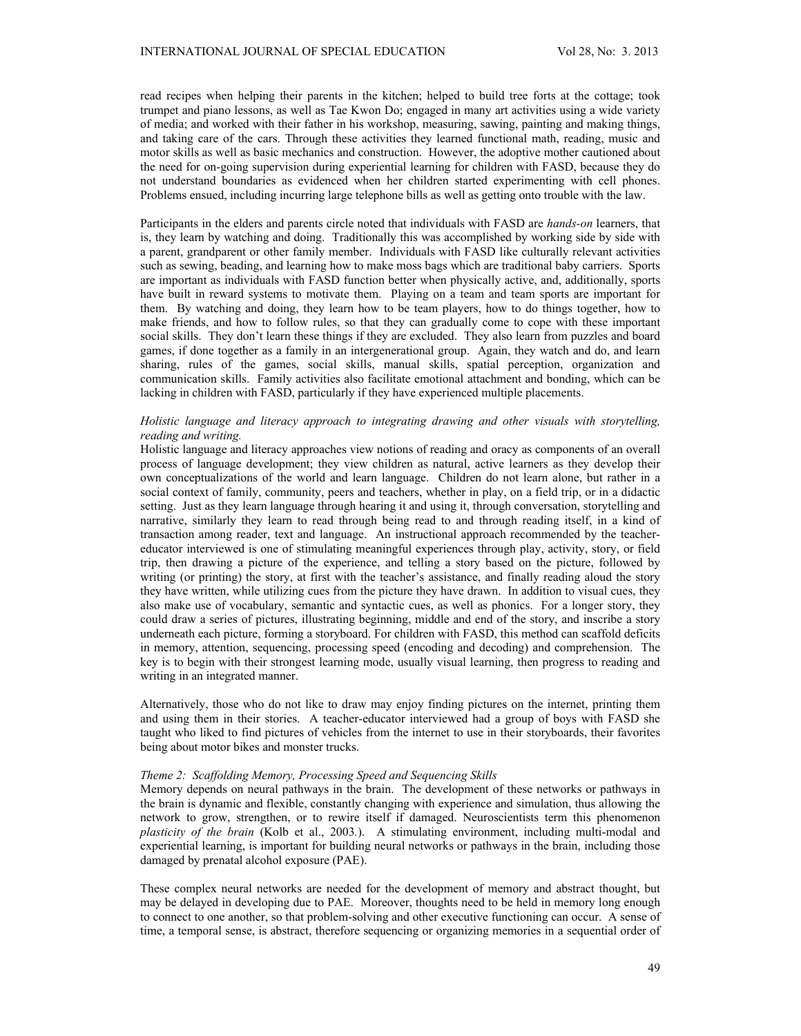read recipes when helping their parents in the kitchen; helped to build tree forts at the cottage; took trumpet and piano lessons, as well as Tae Kwon Do; engaged in many art activities using a wide variety of media; and worked with their father in his workshop, measuring, sawing, painting and making things, and taking care of the cars. Through these activities they learned functional math, reading, music and motor skills as well as basic mechanics and construction. However, the adoptive mother cautioned about the need for on-going supervision during experiential learning for children with FASD, because they do not understand boundaries as evidenced when her children started experimenting with cell phones. Problems ensued, including incurring large telephone bills as well as getting onto trouble with the law.

Participants in the elders and parents circle noted that individuals with FASD are *hands-on* learners, that is, they learn by watching and doing. Traditionally this was accomplished by working side by side with a parent, grandparent or other family member. Individuals with FASD like culturally relevant activities such as sewing, beading, and learning how to make moss bags which are traditional baby carriers. Sports are important as individuals with FASD function better when physically active, and, additionally, sports have built in reward systems to motivate them. Playing on a team and team sports are important for them. By watching and doing, they learn how to be team players, how to do things together, how to make friends, and how to follow rules, so that they can gradually come to cope with these important social skills. They don't learn these things if they are excluded. They also learn from puzzles and board games, if done together as a family in an intergenerational group. Again, they watch and do, and learn sharing, rules of the games, social skills, manual skills, spatial perception, organization and communication skills. Family activities also facilitate emotional attachment and bonding, which can be lacking in children with FASD, particularly if they have experienced multiple placements.

*Holistic language and literacy approach to integrating drawing and other visuals with storytelling, reading and writing.*

Holistic language and literacy approaches view notions of reading and oracy as components of an overall process of language development; they view children as natural, active learners as they develop their own conceptualizations of the world and learn language. Children do not learn alone, but rather in a social context of family, community, peers and teachers, whether in play, on a field trip, or in a didactic setting. Just as they learn language through hearing it and using it, through conversation, storytelling and narrative, similarly they learn to read through being read to and through reading itself, in a kind of transaction among reader, text and language. An instructional approach recommended by the teacher-educator interviewed is one of stimulating meaningful experiences through play, activity, story, or field trip, then drawing a picture of the experience, and telling a story based on the picture, followed by writing (or printing) the story, at first with the teacher's assistance, and finally reading aloud the story they have written, while utilizing cues from the picture they have drawn. In addition to visual cues, they also make use of vocabulary, semantic and syntactic cues, as well as phonics. For a longer story, they could draw a series of pictures, illustrating beginning, middle and end of the story, and inscribe a story underneath each picture, forming a storyboard. For children with FASD, this method can scaffold deficits in memory, attention, sequencing, processing speed (encoding and decoding) and comprehension. The key is to begin with their strongest learning mode, usually visual learning, then progress to reading and writing in an integrated manner.

Alternatively, those who do not like to draw may enjoy finding pictures on the internet, printing them and using them in their stories. A teacher-educator interviewed had a group of boys with FASD she taught who liked to find pictures of vehicles from the internet to use in their storyboards, their favorites being about motor bikes and monster trucks.

*Theme 2: Scaffolding Memory, Processing Speed and Sequencing Skills*

Memory depends on neural pathways in the brain. The development of these networks or pathways in the brain is dynamic and flexible, constantly changing with experience and simulation, thus allowing the network to grow, strengthen, or to rewire itself if damaged. Neuroscientists term this phenomenon *plasticity of the brain* (Kolb et al., 2003.). A stimulating environment, including multi-modal and experiential learning, is important for building neural networks or pathways in the brain, including those damaged by prenatal alcohol exposure (PAE).

These complex neural networks are needed for the development of memory and abstract thought, but may be delayed in developing due to PAE. Moreover, thoughts need to be held in memory long enough to connect to one another, so that problem-solving and other executive functioning can occur. A sense of time, a temporal sense, is abstract, therefore sequencing or organizing memories in a sequential order of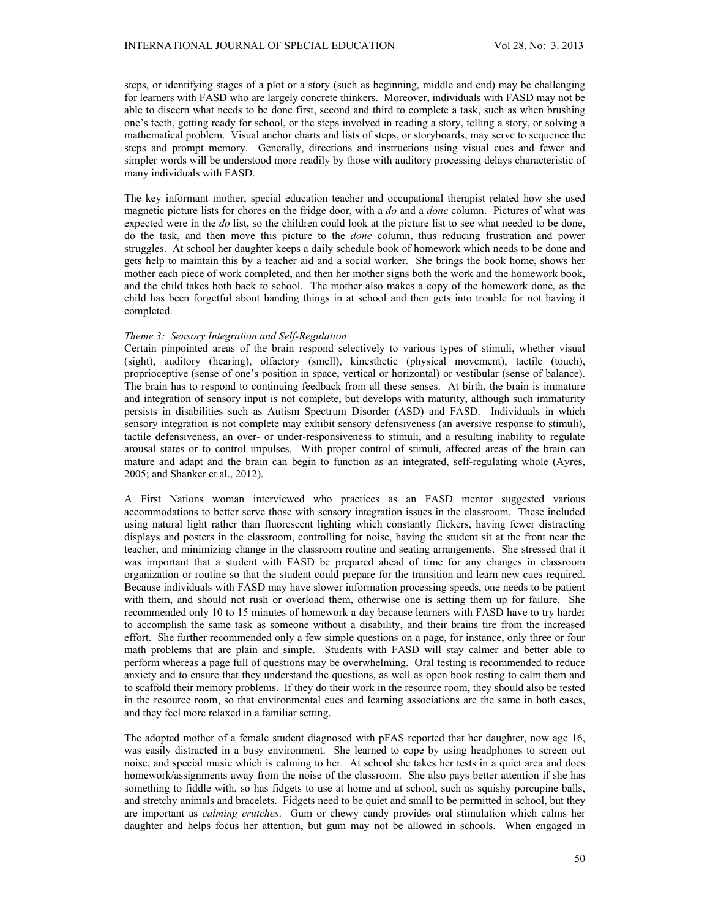steps, or identifying stages of a plot or a story (such as beginning, middle and end) may be challenging for learners with FASD who are largely concrete thinkers. Moreover, individuals with FASD may not be able to discern what needs to be done first, second and third to complete a task, such as when brushing one's teeth, getting ready for school, or the steps involved in reading a story, telling a story, or solving a mathematical problem. Visual anchor charts and lists of steps, or storyboards, may serve to sequence the steps and prompt memory. Generally, directions and instructions using visual cues and fewer and simpler words will be understood more readily by those with auditory processing delays characteristic of many individuals with FASD.

The key informant mother, special education teacher and occupational therapist related how she used magnetic picture lists for chores on the fridge door, with a *do* and a *done* column. Pictures of what was expected were in the *do* list, so the children could look at the picture list to see what needed to be done, do the task, and then move this picture to the *done* column, thus reducing frustration and power struggles. At school her daughter keeps a daily schedule book of homework which needs to be done and gets help to maintain this by a teacher aid and a social worker. She brings the book home, shows her mother each piece of work completed, and then her mother signs both the work and the homework book, and the child takes both back to school. The mother also makes a copy of the homework done, as the child has been forgetful about handing things in at school and then gets into trouble for not having it completed.

*Theme 3: Sensory Integration and Self-Regulation*

Certain pinpointed areas of the brain respond selectively to various types of stimuli, whether visual (sight), auditory (hearing), olfactory (smell), kinesthetic (physical movement), tactile (touch), proprioceptive (sense of one's position in space, vertical or horizontal) or vestibular (sense of balance). The brain has to respond to continuing feedback from all these senses. At birth, the brain is immature and integration of sensory input is not complete, but develops with maturity, although such immaturity persists in disabilities such as Autism Spectrum Disorder (ASD) and FASD. Individuals in which sensory integration is not complete may exhibit sensory defensiveness (an aversive response to stimuli), tactile defensiveness, an over- or under-responsiveness to stimuli, and a resulting inability to regulate arousal states or to control impulses. With proper control of stimuli, affected areas of the brain can mature and adapt and the brain can begin to function as an integrated, self-regulating whole (Ayres, 2005; and Shanker et al., 2012).

A First Nations woman interviewed who practices as an FASD mentor suggested various accommodations to better serve those with sensory integration issues in the classroom. These included using natural light rather than fluorescent lighting which constantly flickers, having fewer distracting displays and posters in the classroom, controlling for noise, having the student sit at the front near the teacher, and minimizing change in the classroom routine and seating arrangements. She stressed that it was important that a student with FASD be prepared ahead of time for any changes in classroom organization or routine so that the student could prepare for the transition and learn new cues required. Because individuals with FASD may have slower information processing speeds, one needs to be patient with them, and should not rush or overload them, otherwise one is setting them up for failure. She recommended only 10 to 15 minutes of homework a day because learners with FASD have to try harder to accomplish the same task as someone without a disability, and their brains tire from the increased effort. She further recommended only a few simple questions on a page, for instance, only three or four math problems that are plain and simple. Students with FASD will stay calmer and better able to perform whereas a page full of questions may be overwhelming. Oral testing is recommended to reduce anxiety and to ensure that they understand the questions, as well as open book testing to calm them and to scaffold their memory problems. If they do their work in the resource room, they should also be tested in the resource room, so that environmental cues and learning associations are the same in both cases, and they feel more relaxed in a familiar setting.

The adopted mother of a female student diagnosed with pFAS reported that her daughter, now age 16, was easily distracted in a busy environment. She learned to cope by using headphones to screen out noise, and special music which is calming to her. At school she takes her tests in a quiet area and does homework/assignments away from the noise of the classroom. She also pays better attention if she has something to fiddle with, so has fidgets to use at home and at school, such as squishy porcupine balls, and stretchy animals and bracelets. Fidgets need to be quiet and small to be permitted in school, but they are important as *calming crutches*. Gum or chewy candy provides oral stimulation which calms her daughter and helps focus her attention, but gum may not be allowed in schools. When engaged in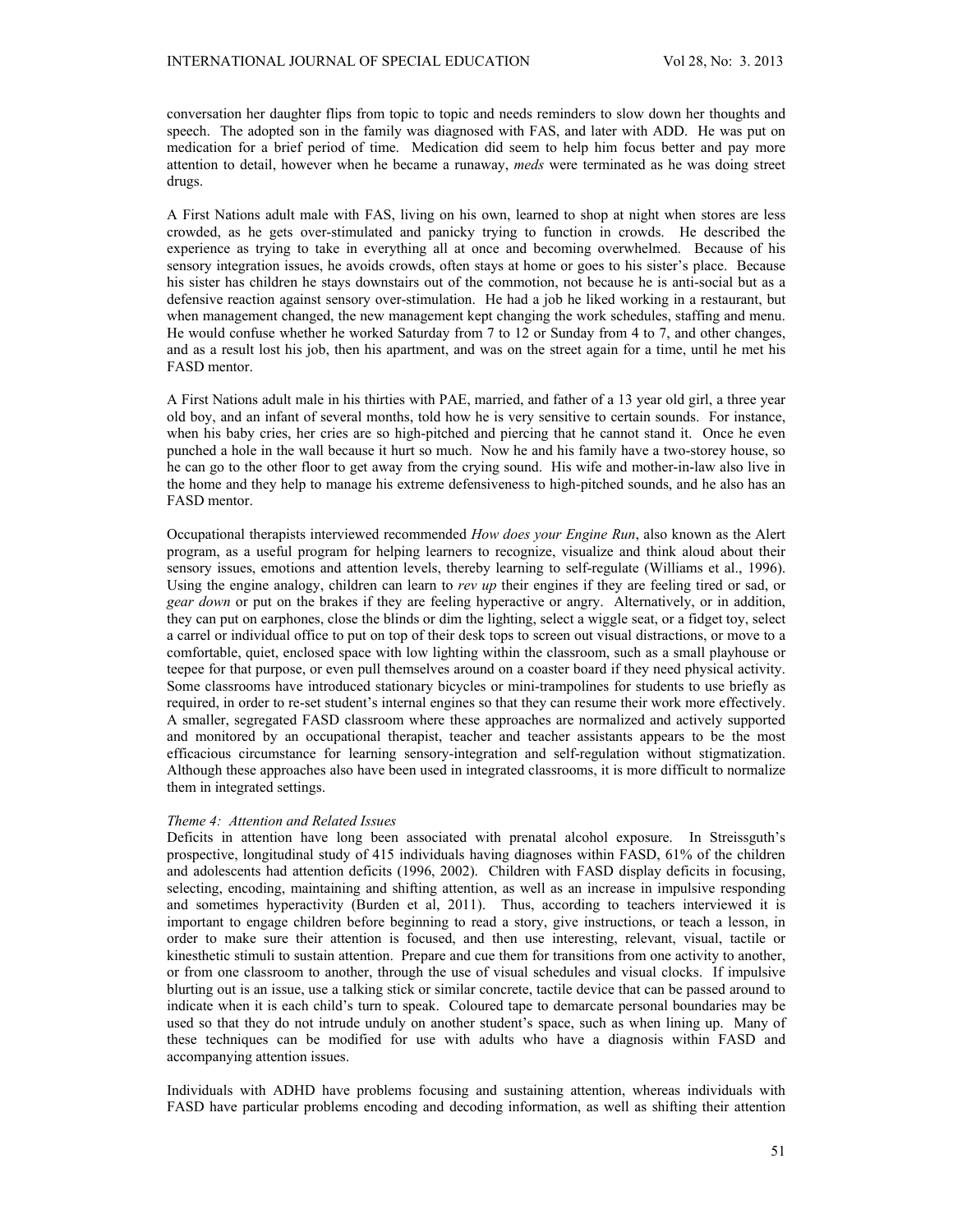conversation her daughter flips from topic to topic and needs reminders to slow down her thoughts and speech. The adopted son in the family was diagnosed with FAS, and later with ADD. He was put on medication for a brief period of time. Medication did seem to help him focus better and pay more attention to detail, however when he became a runaway, *meds* were terminated as he was doing street drugs.

A First Nations adult male with FAS, living on his own, learned to shop at night when stores are less crowded, as he gets over-stimulated and panicky trying to function in crowds. He described the experience as trying to take in everything all at once and becoming overwhelmed. Because of his sensory integration issues, he avoids crowds, often stays at home or goes to his sister's place. Because his sister has children he stays downstairs out of the commotion, not because he is anti-social but as a defensive reaction against sensory over-stimulation. He had a job he liked working in a restaurant, but when management changed, the new management kept changing the work schedules, staffing and menu. He would confuse whether he worked Saturday from 7 to 12 or Sunday from 4 to 7, and other changes, and as a result lost his job, then his apartment, and was on the street again for a time, until he met his FASD mentor.

A First Nations adult male in his thirties with PAE, married, and father of a 13 year old girl, a three year old boy, and an infant of several months, told how he is very sensitive to certain sounds. For instance, when his baby cries, her cries are so high-pitched and piercing that he cannot stand it. Once he even punched a hole in the wall because it hurt so much. Now he and his family have a two-storey house, so he can go to the other floor to get away from the crying sound. His wife and mother-in-law also live in the home and they help to manage his extreme defensiveness to high-pitched sounds, and he also has an FASD mentor.

Occupational therapists interviewed recommended *How does your Engine Run*, also known as the Alert program, as a useful program for helping learners to recognize, visualize and think aloud about their sensory issues, emotions and attention levels, thereby learning to self-regulate (Williams et al., 1996). Using the engine analogy, children can learn to *rev up* their engines if they are feeling tired or sad, or *gear down* or put on the brakes if they are feeling hyperactive or angry. Alternatively, or in addition, they can put on earphones, close the blinds or dim the lighting, select a wiggle seat, or a fidget toy, select a carrel or individual office to put on top of their desk tops to screen out visual distractions, or move to a comfortable, quiet, enclosed space with low lighting within the classroom, such as a small playhouse or teepee for that purpose, or even pull themselves around on a coaster board if they need physical activity. Some classrooms have introduced stationary bicycles or mini-trampolines for students to use briefly as required, in order to re-set student's internal engines so that they can resume their work more effectively. A smaller, segregated FASD classroom where these approaches are normalized and actively supported and monitored by an occupational therapist, teacher and teacher assistants appears to be the most efficacious circumstance for learning sensory-integration and self-regulation without stigmatization. Although these approaches also have been used in integrated classrooms, it is more difficult to normalize them in integrated settings.

*Theme 4: Attention and Related Issues*

Deficits in attention have long been associated with prenatal alcohol exposure. In Streissguth's prospective, longitudinal study of 415 individuals having diagnoses within FASD, 61% of the children and adolescents had attention deficits (1996, 2002). Children with FASD display deficits in focusing, selecting, encoding, maintaining and shifting attention, as well as an increase in impulsive responding and sometimes hyperactivity (Burden et al, 2011). Thus, according to teachers interviewed it is important to engage children before beginning to read a story, give instructions, or teach a lesson, in order to make sure their attention is focused, and then use interesting, relevant, visual, tactile or kinesthetic stimuli to sustain attention. Prepare and cue them for transitions from one activity to another, or from one classroom to another, through the use of visual schedules and visual clocks. If impulsive blurting out is an issue, use a talking stick or similar concrete, tactile device that can be passed around to indicate when it is each child's turn to speak. Coloured tape to demarcate personal boundaries may be used so that they do not intrude unduly on another student's space, such as when lining up. Many of these techniques can be modified for use with adults who have a diagnosis within FASD and accompanying attention issues.

Individuals with ADHD have problems focusing and sustaining attention, whereas individuals with FASD have particular problems encoding and decoding information, as well as shifting their attention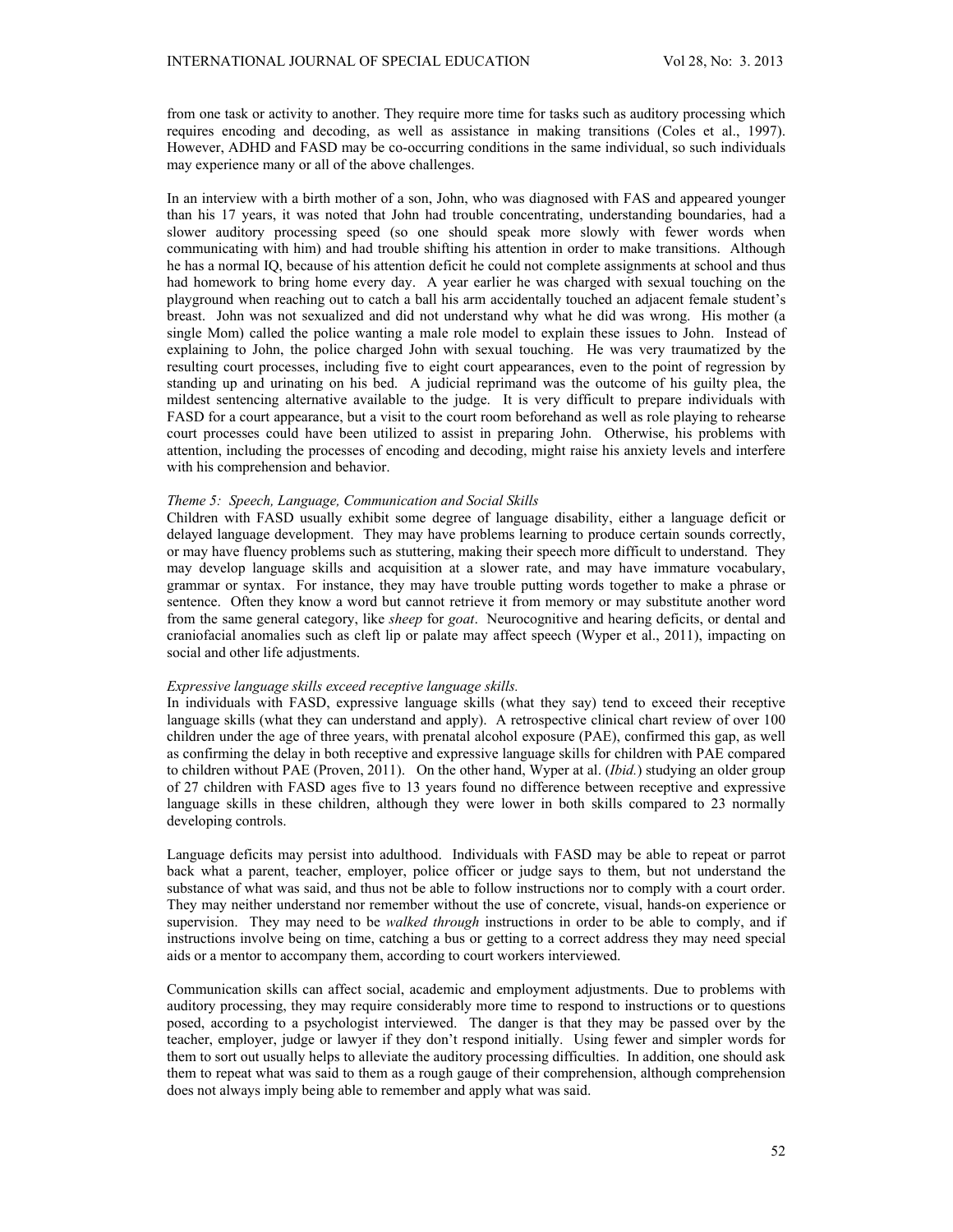from one task or activity to another. They require more time for tasks such as auditory processing which requires encoding and decoding, as well as assistance in making transitions (Coles et al., 1997). However, ADHD and FASD may be co-occurring conditions in the same individual, so such individuals may experience many or all of the above challenges.

In an interview with a birth mother of a son, John, who was diagnosed with FAS and appeared younger than his 17 years, it was noted that John had trouble concentrating, understanding boundaries, had a slower auditory processing speed (so one should speak more slowly with fewer words when communicating with him) and had trouble shifting his attention in order to make transitions. Although he has a normal IQ, because of his attention deficit he could not complete assignments at school and thus had homework to bring home every day. A year earlier he was charged with sexual touching on the playground when reaching out to catch a ball his arm accidentally touched an adjacent female student's breast. John was not sexualized and did not understand why what he did was wrong. His mother (a single Mom) called the police wanting a male role model to explain these issues to John. Instead of explaining to John, the police charged John with sexual touching. He was very traumatized by the resulting court processes, including five to eight court appearances, even to the point of regression by standing up and urinating on his bed. A judicial reprimand was the outcome of his guilty plea, the mildest sentencing alternative available to the judge. It is very difficult to prepare individuals with FASD for a court appearance, but a visit to the court room beforehand as well as role playing to rehearse court processes could have been utilized to assist in preparing John. Otherwise, his problems with attention, including the processes of encoding and decoding, might raise his anxiety levels and interfere with his comprehension and behavior.

*Theme 5: Speech, Language, Communication and Social Skills*

Children with FASD usually exhibit some degree of language disability, either a language deficit or delayed language development. They may have problems learning to produce certain sounds correctly, or may have fluency problems such as stuttering, making their speech more difficult to understand. They may develop language skills and acquisition at a slower rate, and may have immature vocabulary, grammar or syntax. For instance, they may have trouble putting words together to make a phrase or sentence. Often they know a word but cannot retrieve it from memory or may substitute another word from the same general category, like *sheep* for *goat*. Neurocognitive and hearing deficits, or dental and craniofacial anomalies such as cleft lip or palate may affect speech (Wyper et al., 2011), impacting on social and other life adjustments.

*Expressive language skills exceed receptive language skills.*

In individuals with FASD, expressive language skills (what they say) tend to exceed their receptive language skills (what they can understand and apply). A retrospective clinical chart review of over 100 children under the age of three years, with prenatal alcohol exposure (PAE), confirmed this gap, as well as confirming the delay in both receptive and expressive language skills for children with PAE compared to children without PAE (Proven, 2011). On the other hand, Wyper at al. (*Ibid.*) studying an older group of 27 children with FASD ages five to 13 years found no difference between receptive and expressive language skills in these children, although they were lower in both skills compared to 23 normally developing controls.

Language deficits may persist into adulthood. Individuals with FASD may be able to repeat or parrot back what a parent, teacher, employer, police officer or judge says to them, but not understand the substance of what was said, and thus not be able to follow instructions nor to comply with a court order. They may neither understand nor remember without the use of concrete, visual, hands-on experience or supervision. They may need to be *walked through* instructions in order to be able to comply, and if instructions involve being on time, catching a bus or getting to a correct address they may need special aids or a mentor to accompany them, according to court workers interviewed.

Communication skills can affect social, academic and employment adjustments. Due to problems with auditory processing, they may require considerably more time to respond to instructions or to questions posed, according to a psychologist interviewed. The danger is that they may be passed over by the teacher, employer, judge or lawyer if they don't respond initially. Using fewer and simpler words for them to sort out usually helps to alleviate the auditory processing difficulties. In addition, one should ask them to repeat what was said to them as a rough gauge of their comprehension, although comprehension does not always imply being able to remember and apply what was said.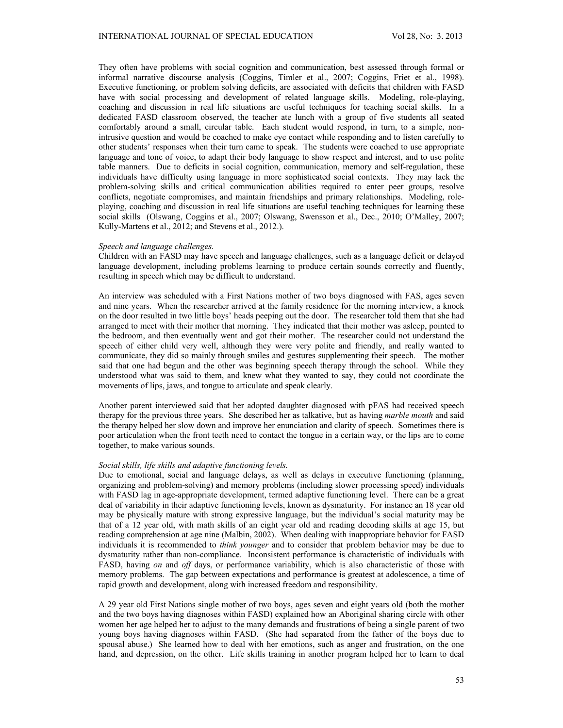They often have problems with social cognition and communication, best assessed through formal or informal narrative discourse analysis (Coggins, Timler et al., 2007; Coggins, Friet et al., 1998). Executive functioning, or problem solving deficits, are associated with deficits that children with FASD have with social processing and development of related language skills. Modeling, role-playing, coaching and discussion in real life situations are useful techniques for teaching social skills. In a dedicated FASD classroom observed, the teacher ate lunch with a group of five students all seated comfortably around a small, circular table. Each student would respond, in turn, to a simple, non-intrusive question and would be coached to make eye contact while responding and to listen carefully to other students' responses when their turn came to speak. The students were coached to use appropriate language and tone of voice, to adapt their body language to show respect and interest, and to use polite table manners. Due to deficits in social cognition, communication, memory and self-regulation, these individuals have difficulty using language in more sophisticated social contexts. They may lack the problem-solving skills and critical communication abilities required to enter peer groups, resolve conflicts, negotiate compromises, and maintain friendships and primary relationships. Modeling, role-playing, coaching and discussion in real life situations are useful teaching techniques for learning these social skills (Olswang, Coggins et al., 2007; Olswang, Swensson et al., Dec., 2010; O'Malley, 2007; Kully-Martens et al., 2012; and Stevens et al., 2012.).

*Speech and language challenges.*

Children with an FASD may have speech and language challenges, such as a language deficit or delayed language development, including problems learning to produce certain sounds correctly and fluently, resulting in speech which may be difficult to understand.

An interview was scheduled with a First Nations mother of two boys diagnosed with FAS, ages seven and nine years. When the researcher arrived at the family residence for the morning interview, a knock on the door resulted in two little boys' heads peeping out the door. The researcher told them that she had arranged to meet with their mother that morning. They indicated that their mother was asleep, pointed to the bedroom, and then eventually went and got their mother. The researcher could not understand the speech of either child very well, although they were very polite and friendly, and really wanted to communicate, they did so mainly through smiles and gestures supplementing their speech. The mother said that one had begun and the other was beginning speech therapy through the school. While they understood what was said to them, and knew what they wanted to say, they could not coordinate the movements of lips, jaws, and tongue to articulate and speak clearly.

Another parent interviewed said that her adopted daughter diagnosed with pFAS had received speech therapy for the previous three years. She described her as talkative, but as having *marble mouth* and said the therapy helped her slow down and improve her enunciation and clarity of speech. Sometimes there is poor articulation when the front teeth need to contact the tongue in a certain way, or the lips are to come together, to make various sounds.

*Social skills, life skills and adaptive functioning levels.*

Due to emotional, social and language delays, as well as delays in executive functioning (planning, organizing and problem-solving) and memory problems (including slower processing speed) individuals with FASD lag in age-appropriate development, termed adaptive functioning level. There can be a great deal of variability in their adaptive functioning levels, known as dysmaturity. For instance an 18 year old may be physically mature with strong expressive language, but the individual's social maturity may be that of a 12 year old, with math skills of an eight year old and reading decoding skills at age 15, but reading comprehension at age nine (Malbin, 2002). When dealing with inappropriate behavior for FASD individuals it is recommended to *think younger* and to consider that problem behavior may be due to dysmaturity rather than non-compliance. Inconsistent performance is characteristic of individuals with FASD, having *on* and *off* days, or performance variability, which is also characteristic of those with memory problems. The gap between expectations and performance is greatest at adolescence, a time of rapid growth and development, along with increased freedom and responsibility.

A 29 year old First Nations single mother of two boys, ages seven and eight years old (both the mother and the two boys having diagnoses within FASD) explained how an Aboriginal sharing circle with other women her age helped her to adjust to the many demands and frustrations of being a single parent of two young boys having diagnoses within FASD. (She had separated from the father of the boys due to spousal abuse.) She learned how to deal with her emotions, such as anger and frustration, on the one hand, and depression, on the other. Life skills training in another program helped her to learn to deal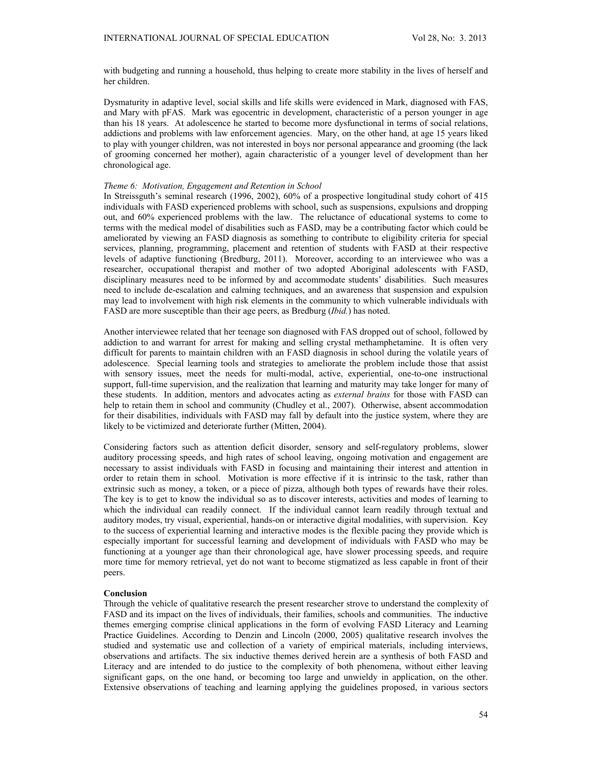with budgeting and running a household, thus helping to create more stability in the lives of herself and her children.

Dysmaturity in adaptive level, social skills and life skills were evidenced in Mark, diagnosed with FAS, and Mary with pFAS. Mark was egocentric in development, characteristic of a person younger in age than his 18 years. At adolescence he started to become more dysfunctional in terms of social relations, addictions and problems with law enforcement agencies. Mary, on the other hand, at age 15 years liked to play with younger children, was not interested in boys nor personal appearance and grooming (the lack of grooming concerned her mother), again characteristic of a younger level of development than her chronological age.

*Theme 6: Motivation, Engagement and Retention in School*

In Streissguth's seminal research (1996, 2002), 60% of a prospective longitudinal study cohort of 415 individuals with FASD experienced problems with school, such as suspensions, expulsions and dropping out, and 60% experienced problems with the law. The reluctance of educational systems to come to terms with the medical model of disabilities such as FASD, may be a contributing factor which could be ameliorated by viewing an FASD diagnosis as something to contribute to eligibility criteria for special services, planning, programming, placement and retention of students with FASD at their respective levels of adaptive functioning (Bredburg, 2011). Moreover, according to an interviewee who was a researcher, occupational therapist and mother of two adopted Aboriginal adolescents with FASD, disciplinary measures need to be informed by and accommodate students' disabilities. Such measures need to include de-escalation and calming techniques, and an awareness that suspension and expulsion may lead to involvement with high risk elements in the community to which vulnerable individuals with FASD are more susceptible than their age peers, as Bredburg (*Ibid.*) has noted.

Another interviewee related that her teenage son diagnosed with FAS dropped out of school, followed by addiction to and warrant for arrest for making and selling crystal methamphetamine. It is often very difficult for parents to maintain children with an FASD diagnosis in school during the volatile years of adolescence. Special learning tools and strategies to ameliorate the problem include those that assist with sensory issues, meet the needs for multi-modal, active, experiential, one-to-one instructional support, full-time supervision, and the realization that learning and maturity may take longer for many of these students. In addition, mentors and advocates acting as *external brains* for those with FASD can help to retain them in school and community (Chudley et al., 2007). Otherwise, absent accommodation for their disabilities, individuals with FASD may fall by default into the justice system, where they are likely to be victimized and deteriorate further (Mitten, 2004).

Considering factors such as attention deficit disorder, sensory and self-regulatory problems, slower auditory processing speeds, and high rates of school leaving, ongoing motivation and engagement are necessary to assist individuals with FASD in focusing and maintaining their interest and attention in order to retain them in school. Motivation is more effective if it is intrinsic to the task, rather than extrinsic such as money, a token, or a piece of pizza, although both types of rewards have their roles. The key is to get to know the individual so as to discover interests, activities and modes of learning to which the individual can readily connect. If the individual cannot learn readily through textual and auditory modes, try visual, experiential, hands-on or interactive digital modalities, with supervision. Key to the success of experiential learning and interactive modes is the flexible pacing they provide which is especially important for successful learning and development of individuals with FASD who may be functioning at a younger age than their chronological age, have slower processing speeds, and require more time for memory retrieval, yet do not want to become stigmatized as less capable in front of their peers.

**Conclusion**

Through the vehicle of qualitative research the present researcher strove to understand the complexity of FASD and its impact on the lives of individuals, their families, schools and communities. The inductive themes emerging comprise clinical applications in the form of evolving FASD Literacy and Learning Practice Guidelines. According to Denzin and Lincoln (2000, 2005) qualitative research involves the studied and systematic use and collection of a variety of empirical materials, including interviews, observations and artifacts. The six inductive themes derived herein are a synthesis of both FASD and Literacy and are intended to do justice to the complexity of both phenomena, without either leaving significant gaps, on the one hand, or becoming too large and unwieldy in application, on the other. Extensive observations of teaching and learning applying the guidelines proposed, in various sectors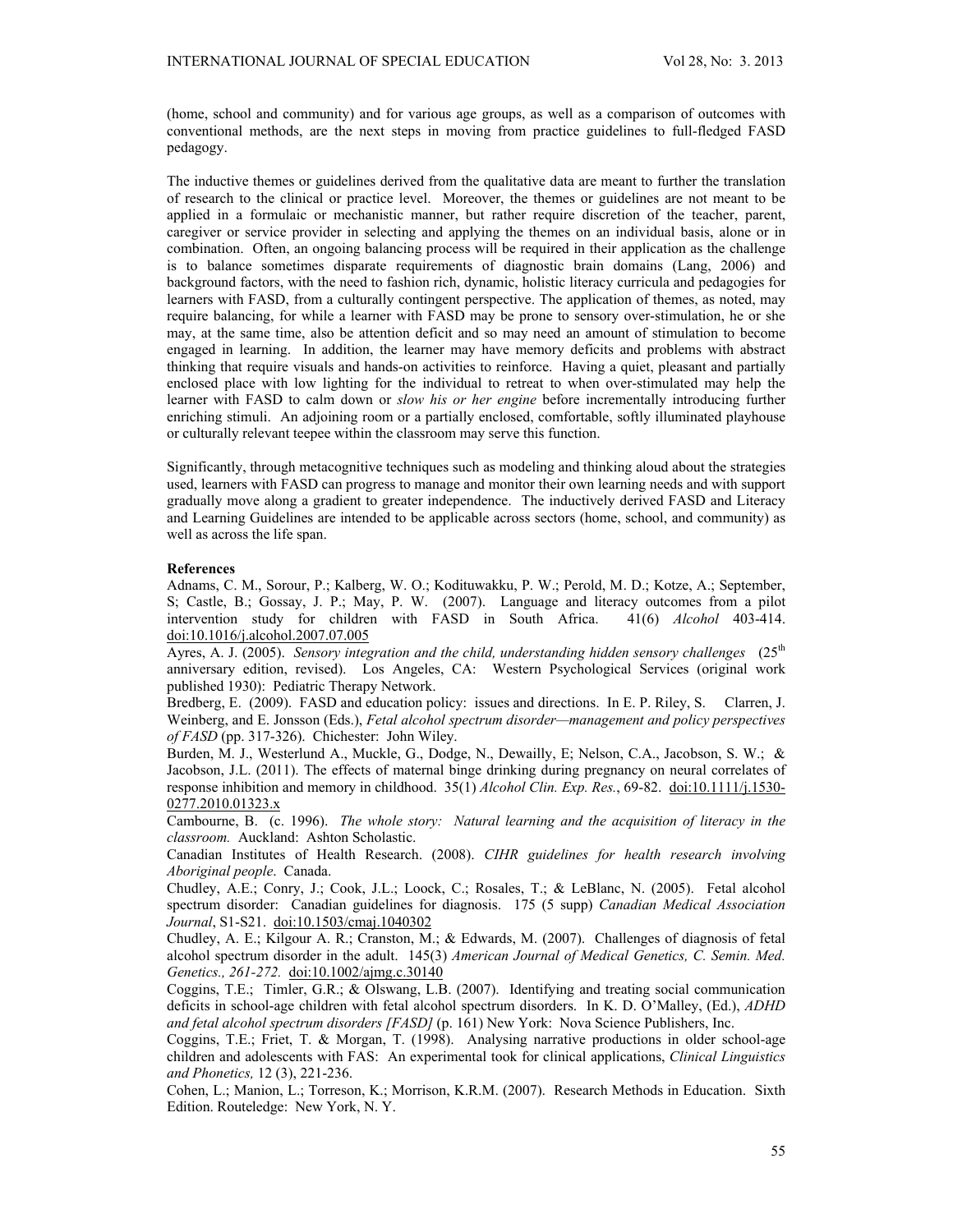(home, school and community) and for various age groups, as well as a comparison of outcomes with conventional methods, are the next steps in moving from practice guidelines to full-fledged FASD pedagogy.

The inductive themes or guidelines derived from the qualitative data are meant to further the translation of research to the clinical or practice level. Moreover, the themes or guidelines are not meant to be applied in a formulaic or mechanistic manner, but rather require discretion of the teacher, parent, caregiver or service provider in selecting and applying the themes on an individual basis, alone or in combination. Often, an ongoing balancing process will be required in their application as the challenge is to balance sometimes disparate requirements of diagnostic brain domains (Lang, 2006) and background factors, with the need to fashion rich, dynamic, holistic literacy curricula and pedagogies for learners with FASD, from a culturally contingent perspective. The application of themes, as noted, may require balancing, for while a learner with FASD may be prone to sensory over-stimulation, he or she may, at the same time, also be attention deficit and so may need an amount of stimulation to become engaged in learning. In addition, the learner may have memory deficits and problems with abstract thinking that require visuals and hands-on activities to reinforce. Having a quiet, pleasant and partially enclosed place with low lighting for the individual to retreat to when over-stimulated may help the learner with FASD to calm down or *slow his or her engine* before incrementally introducing further enriching stimuli. An adjoining room or a partially enclosed, comfortable, softly illuminated playhouse or culturally relevant teepee within the classroom may serve this function.

Significantly, through metacognitive techniques such as modeling and thinking aloud about the strategies used, learners with FASD can progress to manage and monitor their own learning needs and with support gradually move along a gradient to greater independence. The inductively derived FASD and Literacy and Learning Guidelines are intended to be applicable across sectors (home, school, and community) as well as across the life span.

**References**

Adnams, C. M., Sorour, P.; Kalberg, W. O.; Kodituwakku, P. W.; Perold, M. D.; Kotze, A.; September, S; Castle, B.; Gossay, J. P.; May, P. W. (2007). Language and literacy outcomes from a pilot intervention study for children with FASD in South Africa. 41(6) *Alcohol* 403-414. doi:10.1016/j.alcohol.2007.07.005

Ayres, A. J. (2005). *Sensory integration and the child, understanding hidden sensory challenges* (25th anniversary edition, revised). Los Angeles, CA: Western Psychological Services (original work published 1930): Pediatric Therapy Network.

Bredberg, E. (2009). FASD and education policy: issues and directions. In E. P. Riley, S. Clarren, J. Weinberg, and E. Jonsson (Eds.), *Fetal alcohol spectrum disorder—management and policy perspectives of FASD* (pp. 317-326). Chichester: John Wiley.

Burden, M. J., Westerlund A., Muckle, G., Dodge, N., Dewailly, E; Nelson, C.A., Jacobson, S. W.; & Jacobson, J.L. (2011). The effects of maternal binge drinking during pregnancy on neural correlates of response inhibition and memory in childhood. 35(1) *Alcohol Clin. Exp. Res.*, 69-82. doi:10.1111/j.1530-0277.2010.01323.x

Cambourne, B. (c. 1996). *The whole story: Natural learning and the acquisition of literacy in the classroom.* Auckland: Ashton Scholastic.

Canadian Institutes of Health Research. (2008). *CIHR guidelines for health research involving Aboriginal people*. Canada.

Chudley, A.E.; Conry, J.; Cook, J.L.; Loock, C.; Rosales, T.; & LeBlanc, N. (2005). Fetal alcohol spectrum disorder: Canadian guidelines for diagnosis. 175 (5 supp) *Canadian Medical Association Journal*, S1-S21. doi:10.1503/cmaj.1040302

Chudley, A. E.; Kilgour A. R.; Cranston, M.; & Edwards, M. (2007). Challenges of diagnosis of fetal alcohol spectrum disorder in the adult. 145(3) *American Journal of Medical Genetics, C. Semin. Med. Genetics., 261-272.* doi:10.1002/ajmg.c.30140

Coggins, T.E.; Timler, G.R.; & Olswang, L.B. (2007). Identifying and treating social communication deficits in school-age children with fetal alcohol spectrum disorders. In K. D. O'Malley, (Ed.), *ADHD and fetal alcohol spectrum disorders [FASD]* (p. 161) New York: Nova Science Publishers, Inc.

Coggins, T.E.; Friet, T. & Morgan, T. (1998). Analysing narrative productions in older school-age children and adolescents with FAS: An experimental took for clinical applications, *Clinical Linguistics and Phonetics,* 12 (3), 221-236.

Cohen, L.; Manion, L.; Torreson, K.; Morrison, K.R.M. (2007). Research Methods in Education. Sixth Edition. Routeledge: New York, N. Y.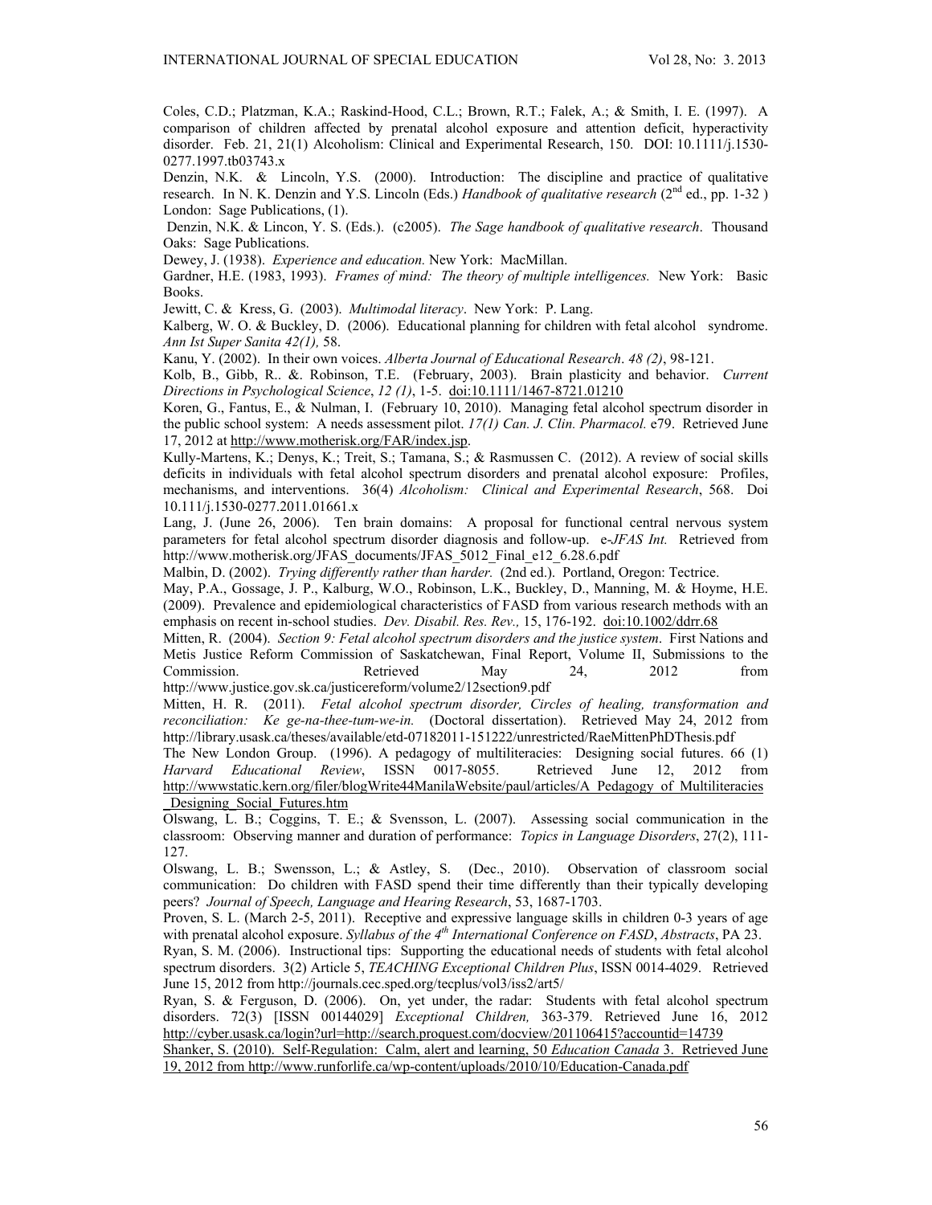Coles, C.D.; Platzman, K.A.; Raskind-Hood, C.L.; Brown, R.T.; Falek, A.; & Smith, I. E. (1997). A comparison of children affected by prenatal alcohol exposure and attention deficit, hyperactivity disorder. Feb. 21, 21(1) Alcoholism: Clinical and Experimental Research, 150. DOI: 10.1111/j.1530-0277.1997.tb03743.x

Denzin, N.K. & Lincoln, Y.S. (2000). Introduction: The discipline and practice of qualitative research. In N. K. Denzin and Y.S. Lincoln (Eds.) *Handbook of qualitative research* (2nd ed., pp. 1-32 ) London: Sage Publications, (1).

Denzin, N.K. & Lincon, Y. S. (Eds.). (c2005). *The Sage handbook of qualitative research*. Thousand Oaks: Sage Publications.

Dewey, J. (1938). *Experience and education.* New York: MacMillan.

Gardner, H.E. (1983, 1993). *Frames of mind: The theory of multiple intelligences.* New York: Basic Books.

Jewitt, C. & Kress, G. (2003). *Multimodal literacy*. New York: P. Lang.

Kalberg, W. O. & Buckley, D. (2006). Educational planning for children with fetal alcohol syndrome. *Ann Ist Super Sanita 42(1),* 58.

Kanu, Y. (2002). In their own voices. *Alberta Journal of Educational Research*. *48 (2)*, 98-121.

Kolb, B., Gibb, R.. &. Robinson, T.E. (February, 2003). Brain plasticity and behavior. *Current Directions in Psychological Science*, *12 (1)*, 1-5. doi:10.1111/1467-8721.01210

Koren, G., Fantus, E., & Nulman, I. (February 10, 2010). Managing fetal alcohol spectrum disorder in the public school system: A needs assessment pilot. *17(1) Can. J. Clin. Pharmacol.* e79. Retrieved June 17, 2012 at http://www.motherisk.org/FAR/index.jsp.

Kully-Martens, K.; Denys, K.; Treit, S.; Tamana, S.; & Rasmussen C. (2012). A review of social skills deficits in individuals with fetal alcohol spectrum disorders and prenatal alcohol exposure: Profiles, mechanisms, and interventions. 36(4) *Alcoholism: Clinical and Experimental Research*, 568. Doi 10.111/j.1530-0277.2011.01661.x

Lang, J. (June 26, 2006). Ten brain domains: A proposal for functional central nervous system parameters for fetal alcohol spectrum disorder diagnosis and follow-up. e-*JFAS Int.* Retrieved from http://www.motherisk.org/JFAS_documents/JFAS_5012_Final_e12_6.28.6.pdf

Malbin, D. (2002). *Trying differently rather than harder.* (2nd ed.). Portland, Oregon: Tectrice.

May, P.A., Gossage, J. P., Kalburg, W.O., Robinson, L.K., Buckley, D., Manning, M. & Hoyme, H.E. (2009). Prevalence and epidemiological characteristics of FASD from various research methods with an emphasis on recent in-school studies. *Dev. Disabil. Res. Rev.,* 15, 176-192. doi:10.1002/ddrr.68

Mitten, R. (2004). *Section 9: Fetal alcohol spectrum disorders and the justice system*. First Nations and Metis Justice Reform Commission of Saskatchewan, Final Report, Volume II, Submissions to the Commission. Retrieved May 24, 2012 from http://www.justice.gov.sk.ca/justicereform/volume2/12section9.pdf

Mitten, H. R. (2011). *Fetal alcohol spectrum disorder, Circles of healing, transformation and reconciliation: Ke ge-na-thee-tum-we-in.* (Doctoral dissertation). Retrieved May 24, 2012 from http://library.usask.ca/theses/available/etd-07182011-151222/unrestricted/RaeMittenPhDThesis.pdf

The New London Group. (1996). A pedagogy of multiliteracies: Designing social futures. 66 (1) *Harvard Educational Review*, ISSN 0017-8055. Retrieved June 12, 2012 from http://wwwstatic.kern.org/filer/blogWrite44ManilaWebsite/paul/articles/A_Pedagogy_of_Multiliteracies_Designing_Social_Futures.htm

Olswang, L. B.; Coggins, T. E.; & Svensson, L. (2007). Assessing social communication in the classroom: Observing manner and duration of performance: *Topics in Language Disorders*, 27(2), 111-127.

Olswang, L. B.; Swensson, L.; & Astley, S. (Dec., 2010). Observation of classroom social communication: Do children with FASD spend their time differently than their typically developing peers? *Journal of Speech, Language and Hearing Research*, 53, 1687-1703.

Proven, S. L. (March 2-5, 2011). Receptive and expressive language skills in children 0-3 years of age with prenatal alcohol exposure. *Syllabus of the 4th International Conference on FASD*, *Abstracts*, PA 23.

Ryan, S. M. (2006). Instructional tips: Supporting the educational needs of students with fetal alcohol spectrum disorders. 3(2) Article 5, *TEACHING Exceptional Children Plus*, ISSN 0014-4029. Retrieved June 15, 2012 from http://journals.cec.sped.org/tecplus/vol3/iss2/art5/

Ryan, S. & Ferguson, D. (2006). On, yet under, the radar: Students with fetal alcohol spectrum disorders. 72(3) [ISSN 00144029] *Exceptional Children,* 363-379. Retrieved June 16, 2012 http://cyber.usask.ca/login?url=http://search.proquest.com/docview/201106415?accountid=14739

Shanker, S. (2010). Self-Regulation: Calm, alert and learning, 50 *Education Canada* 3. Retrieved June 19, 2012 from http://www.runforlife.ca/wp-content/uploads/2010/10/Education-Canada.pdf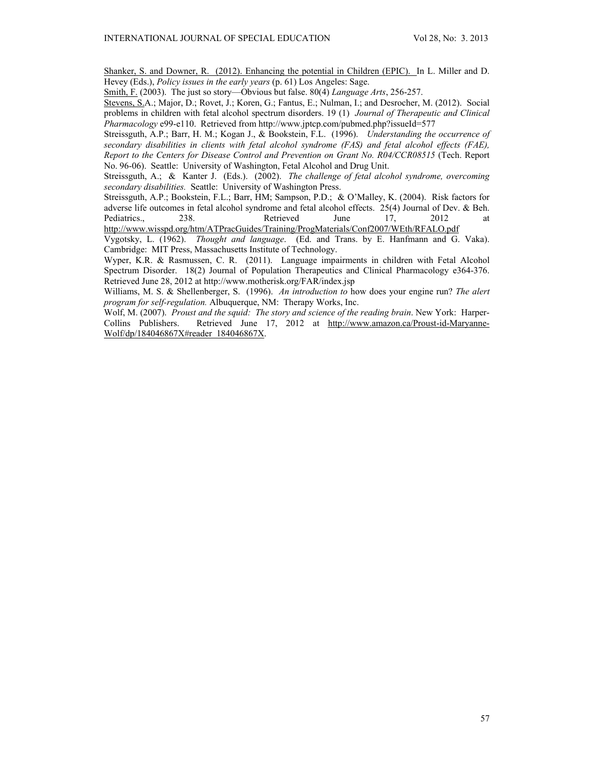Shanker, S. and Downer, R. (2012). Enhancing the potential in Children (EPIC). In L. Miller and D. Hevey (Eds.), *Policy issues in the early years* (p. 61) Los Angeles: Sage.

Smith, F. (2003). The just so story—Obvious but false. 80(4) *Language Arts*, 256-257.

Stevens, S.A.; Major, D.; Rovet, J.; Koren, G.; Fantus, E.; Nulman, I.; and Desrocher, M. (2012). Social problems in children with fetal alcohol spectrum disorders. 19 (1) *Journal of Therapeutic and Clinical Pharmacology* e99-e110. Retrieved from http://www.jptcp.com/pubmed.php?issueId=577

Streissguth, A.P.; Barr, H. M.; Kogan J., & Bookstein, F.L. (1996). *Understanding the occurrence of secondary disabilities in clients with fetal alcohol syndrome (FAS) and fetal alcohol effects (FAE), Report to the Centers for Disease Control and Prevention on Grant No. R04/CCR08515* (Tech. Report No. 96-06). Seattle: University of Washington, Fetal Alcohol and Drug Unit.

Streissguth, A.; & Kanter J. (Eds.). (2002). *The challenge of fetal alcohol syndrome, overcoming secondary disabilities.* Seattle: University of Washington Press.

Streissguth, A.P.; Bookstein, F.L.; Barr, HM; Sampson, P.D.; & O'Malley, K. (2004). Risk factors for adverse life outcomes in fetal alcohol syndrome and fetal alcohol effects. 25(4) Journal of Dev. & Beh. Pediatrics., 238. Retrieved June 17, 2012 at http://www.wisspd.org/htm/ATPracGuides/Training/ProgMaterials/Conf2007/WEth/RFALO.pdf

Vygotsky, L. (1962). *Thought and language*. (Ed. and Trans. by E. Hanfmann and G. Vaka). Cambridge: MIT Press, Massachusetts Institute of Technology.

Wyper, K.R. & Rasmussen, C. R. (2011). Language impairments in children with Fetal Alcohol Spectrum Disorder. 18(2) Journal of Population Therapeutics and Clinical Pharmacology e364-376. Retrieved June 28, 2012 at http://www.motherisk.org/FAR/index.jsp

Williams, M. S. & Shellenberger, S. (1996). *An introduction to* how does your engine run? *The alert program for self-regulation.* Albuquerque, NM: Therapy Works, Inc.

Wolf, M. (2007). *Proust and the squid: The story and science of the reading brain*. New York: Harper-Collins Publishers. Retrieved June 17, 2012 at http://www.amazon.ca/Proust-id-Maryanne-Wolf/dp/184046867X#reader_184046867X.